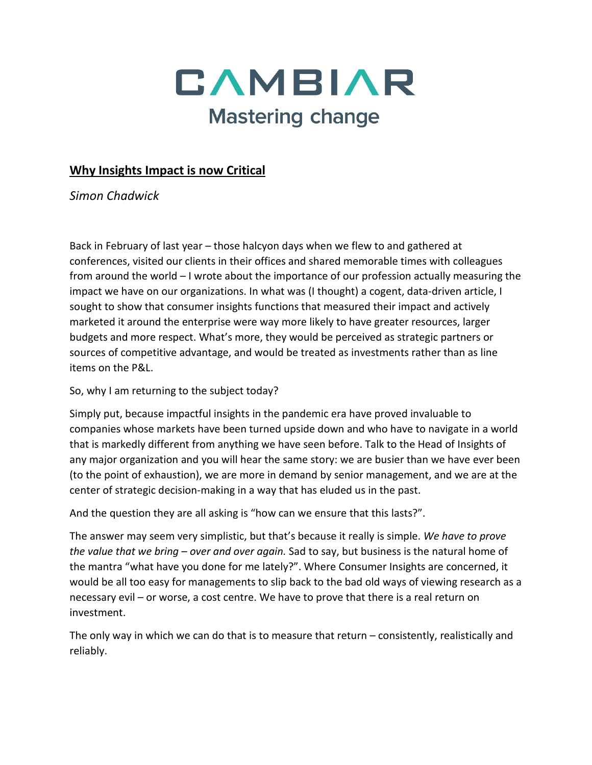# CAMBIAR

Mastering change

## Why Insights Impact is now Critical

*Simon Chadwick*

Back in February of last year – those halcyon days when we flew to and gathered at conferences, visited our clients in their offices and shared memorable times with colleagues from around the world – I wrote about the importance of our profession actually measuring the impact we have on our organizations. In what was (I thought) a cogent, data-driven article, I sought to show that consumer insights functions that measured their impact and actively marketed it around the enterprise were way more likely to have greater resources, larger budgets and more respect. What's more, they would be perceived as strategic partners or sources of competitive advantage, and would be treated as investments rather than as line items on the P&L.

So, why I am returning to the subject today?

Simply put, because impactful insights in the pandemic era have proved invaluable to companies whose markets have been turned upside down and who have to navigate in a world that is markedly different from anything we have seen before. Talk to the Head of Insights of any major organization and you will hear the same story: we are busier than we have ever been (to the point of exhaustion), we are more in demand by senior management, and we are at the center of strategic decision-making in a way that has eluded us in the past.

And the question they are all asking is "how can we ensure that this lasts?".

The answer may seem very simplistic, but that's because it really is simple. *We have to prove the value that we bring – over and over again.* Sad to say, but business is the natural home of the mantra "what have you done for me lately?". Where Consumer Insights are concerned, it would be all too easy for managements to slip back to the bad old ways of viewing research as a necessary evil – or worse, a cost centre. We have to prove that there is a real return on investment.

The only way in which we can do that is to measure that return – consistently, realistically and reliably.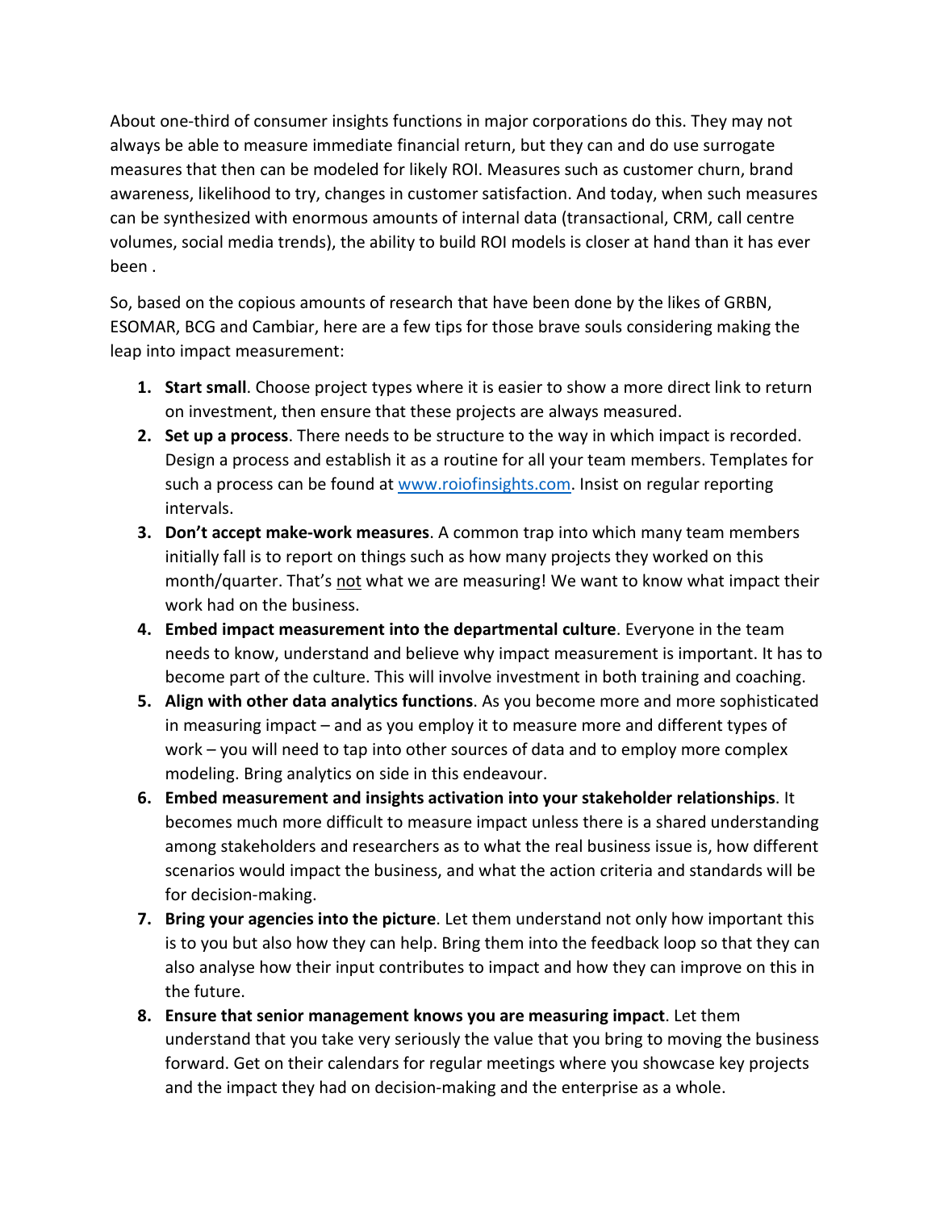About one-third of consumer insights functions in major corporations do this. They may not always be able to measure immediate financial return, but they can and do use surrogate measures that then can be modeled for likely ROI. Measures such as customer churn, brand awareness, likelihood to try, changes in customer satisfaction. And today, when such measures can be synthesized with enormous amounts of internal data (transactional, CRM, call centre volumes, social media trends), the ability to build ROI models is closer at hand than it has ever been .

So, based on the copious amounts of research that have been done by the likes of GRBN, ESOMAR, BCG and Cambiar, here are a few tips for those brave souls considering making the leap into impact measurement:

1. **Start small**. Choose project types where it is easier to show a more direct link to return on investment, then ensure that these projects are always measured.
2. **Set up a process**. There needs to be structure to the way in which impact is recorded. Design a process and establish it as a routine for all your team members. Templates for such a process can be found at [www.roiofinsights.com](http://www.roiofinsights.com). Insist on regular reporting intervals.
3. **Don't accept make-work measures**. A common trap into which many team members initially fall is to report on things such as how many projects they worked on this month/quarter. That's <u>not</u> what we are measuring! We want to know what impact their work had on the business.
4. **Embed impact measurement into the departmental culture**. Everyone in the team needs to know, understand and believe why impact measurement is important. It has to become part of the culture. This will involve investment in both training and coaching.
5. **Align with other data analytics functions**. As you become more and more sophisticated in measuring impact – and as you employ it to measure more and different types of work – you will need to tap into other sources of data and to employ more complex modeling. Bring analytics on side in this endeavour.
6. **Embed measurement and insights activation into your stakeholder relationships**. It becomes much more difficult to measure impact unless there is a shared understanding among stakeholders and researchers as to what the real business issue is, how different scenarios would impact the business, and what the action criteria and standards will be for decision-making.
7. **Bring your agencies into the picture**. Let them understand not only how important this is to you but also how they can help. Bring them into the feedback loop so that they can also analyse how their input contributes to impact and how they can improve on this in the future.
8. **Ensure that senior management knows you are measuring impact**. Let them understand that you take very seriously the value that you bring to moving the business forward. Get on their calendars for regular meetings where you showcase key projects and the impact they had on decision-making and the enterprise as a whole.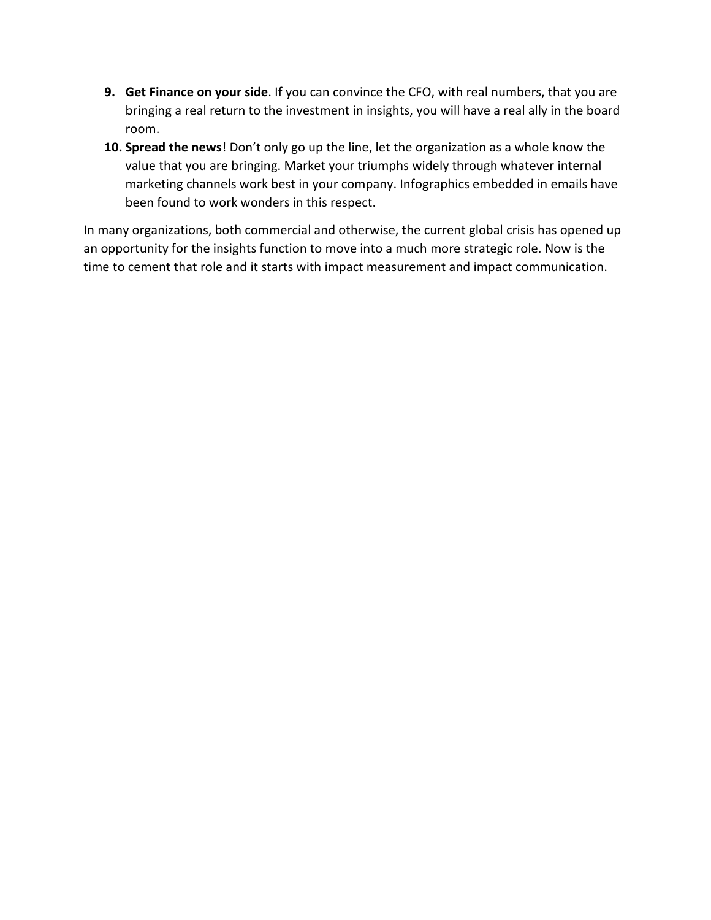9. **Get Finance on your side**. If you can convince the CFO, with real numbers, that you are bringing a real return to the investment in insights, you will have a real ally in the board room.
10. **Spread the news**! Don't only go up the line, let the organization as a whole know the value that you are bringing. Market your triumphs widely through whatever internal marketing channels work best in your company. Infographics embedded in emails have been found to work wonders in this respect.

In many organizations, both commercial and otherwise, the current global crisis has opened up an opportunity for the insights function to move into a much more strategic role. Now is the time to cement that role and it starts with impact measurement and impact communication.